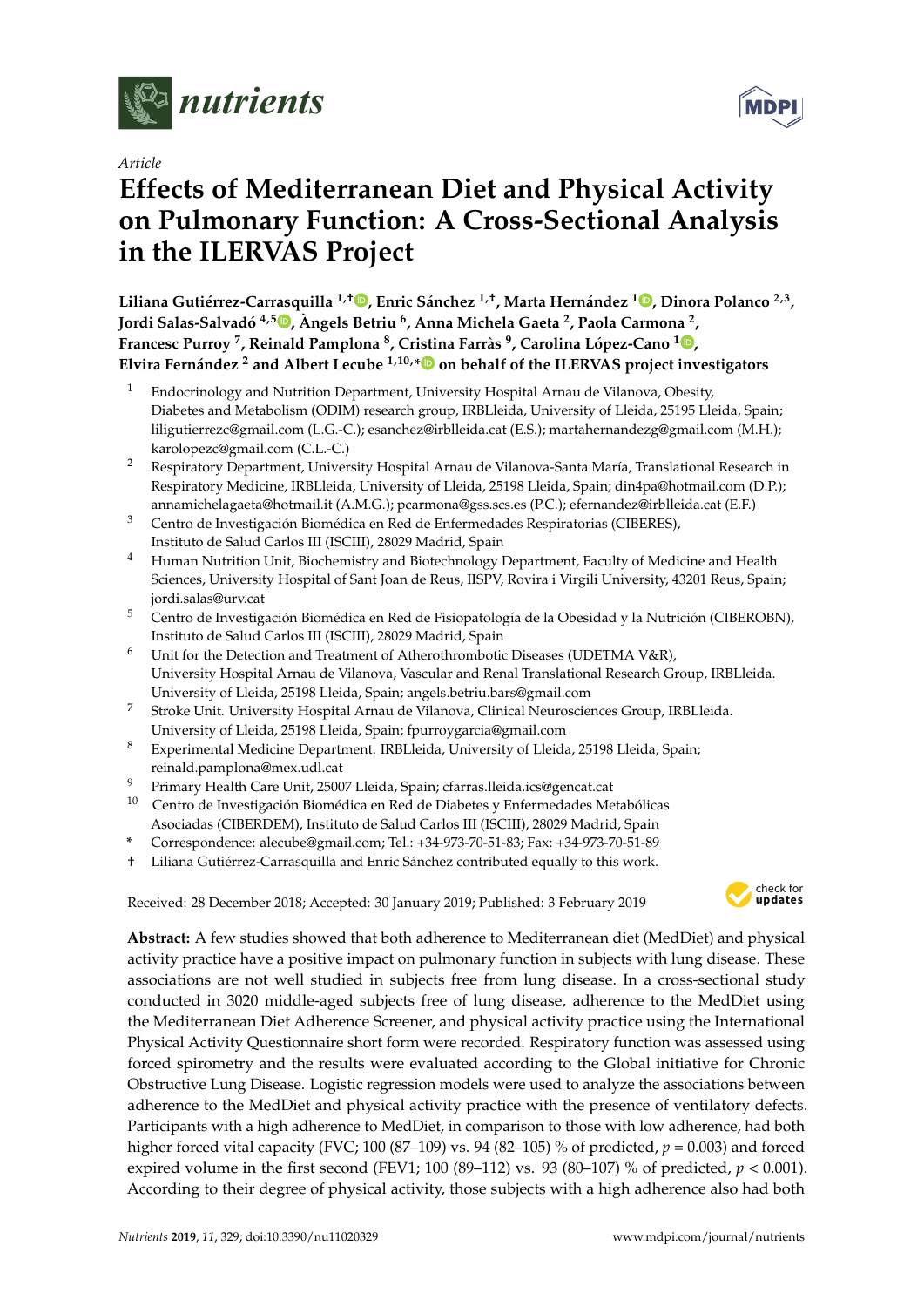*Article*

# Effects of Mediterranean Diet and Physical Activity on Pulmonary Function: A Cross-Sectional Analysis in the ILERVAS Project

**Liliana Gutiérrez-Carrasquilla [1,†], Enric Sánchez [1,†], Marta Hernández [1], Dinora Polanco [2,3], Jordi Salas-Salvadó [4,5], Àngels Betriu [6], Anna Michela Gaeta [2], Paola Carmona [2], Francesc Purroy [7], Reinald Pamplona [8], Cristina Farràs [9], Carolina López-Cano [1], Elvira Fernández [2] and Albert Lecube [1,10,*] on behalf of the ILERVAS project investigators**

[1] Endocrinology and Nutrition Department, University Hospital Arnau de Vilanova, Obesity, Diabetes and Metabolism (ODIM) research group, IRBLleida, University of Lleida, 25195 Lleida, Spain; liligutierrezc@gmail.com (L.G.-C.); esanchez@irblleida.cat (E.S.); martahernandezg@gmail.com (M.H.); karolopezc@gmail.com (C.L.-C.)

[2] Respiratory Department, University Hospital Arnau de Vilanova-Santa María, Translational Research in Respiratory Medicine, IRBLleida, University of Lleida, 25198 Lleida, Spain; din4pa@hotmail.com (D.P.); annamichelagaeta@hotmail.it (A.M.G.); pcarmona@gss.scs.es (P.C.); efernandez@irblleida.cat (E.F.)

[3] Centro de Investigación Biomédica en Red de Enfermedades Respiratorias (CIBERES), Instituto de Salud Carlos III (ISCIII), 28029 Madrid, Spain

[4] Human Nutrition Unit, Biochemistry and Biotechnology Department, Faculty of Medicine and Health Sciences, University Hospital of Sant Joan de Reus, IISPV, Rovira i Virgili University, 43201 Reus, Spain; jordi.salas@urv.cat

[5] Centro de Investigación Biomédica en Red de Fisiopatología de la Obesidad y la Nutrición (CIBEROBN), Instituto de Salud Carlos III (ISCIII), 28029 Madrid, Spain

[6] Unit for the Detection and Treatment of Atherothrombotic Diseases (UDETMA V&R), University Hospital Arnau de Vilanova, Vascular and Renal Translational Research Group, IRBLleida. University of Lleida, 25198 Lleida, Spain; angels.betriu.bars@gmail.com

[7] Stroke Unit. University Hospital Arnau de Vilanova, Clinical Neurosciences Group, IRBLleida. University of Lleida, 25198 Lleida, Spain; fpurroygarcia@gmail.com

[8] Experimental Medicine Department. IRBLleida, University of Lleida, 25198 Lleida, Spain; reinald.pamplona@mex.udl.cat

[9] Primary Health Care Unit, 25007 Lleida, Spain; cfarras.lleida.ics@gencat.cat

[10] Centro de Investigación Biomédica en Red de Diabetes y Enfermedades Metabólicas Asociadas (CIBERDEM), Instituto de Salud Carlos III (ISCIII), 28029 Madrid, Spain

\* Correspondence: alecube@gmail.com; Tel.: +34-973-70-51-83; Fax: +34-973-70-51-89

† Liliana Gutiérrez-Carrasquilla and Enric Sánchez contributed equally to this work.

Received: 28 December 2018; Accepted: 30 January 2019; Published: 3 February 2019

**Abstract:** A few studies showed that both adherence to Mediterranean diet (MedDiet) and physical activity practice have a positive impact on pulmonary function in subjects with lung disease. These associations are not well studied in subjects free from lung disease. In a cross-sectional study conducted in 3020 middle-aged subjects free of lung disease, adherence to the MedDiet using the Mediterranean Diet Adherence Screener, and physical activity practice using the International Physical Activity Questionnaire short form were recorded. Respiratory function was assessed using forced spirometry and the results were evaluated according to the Global initiative for Chronic Obstructive Lung Disease. Logistic regression models were used to analyze the associations between adherence to the MedDiet and physical activity practice with the presence of ventilatory defects. Participants with a high adherence to MedDiet, in comparison to those with low adherence, had both higher forced vital capacity (FVC; 100 (87–109) vs. 94 (82–105) % of predicted, $p = 0.003$) and forced expired volume in the first second (FEV1; 100 (89–112) vs. 93 (80–107) % of predicted, $p < 0.001$). According to their degree of physical activity, those subjects with a high adherence also had both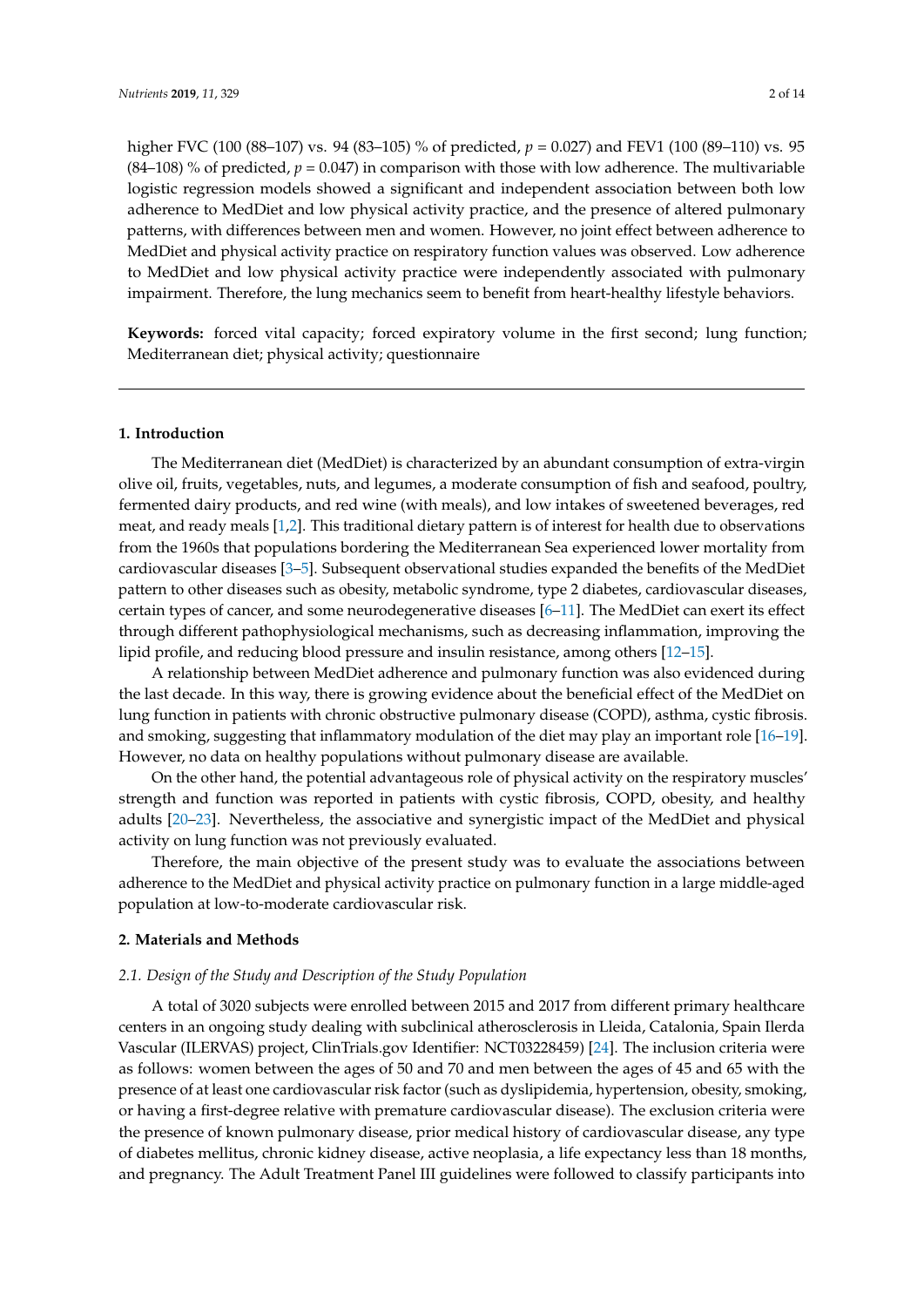higher FVC (100 (88–107) vs. 94 (83–105) % of predicted, $p = 0.027$) and FEV1 (100 (89–110) vs. 95 (84–108) % of predicted, $p = 0.047$) in comparison with those with low adherence. The multivariable logistic regression models showed a significant and independent association between both low adherence to MedDiet and low physical activity practice, and the presence of altered pulmonary patterns, with differences between men and women. However, no joint effect between adherence to MedDiet and physical activity practice on respiratory function values was observed. Low adherence to MedDiet and low physical activity practice were independently associated with pulmonary impairment. Therefore, the lung mechanics seem to benefit from heart-healthy lifestyle behaviors.

**Keywords:** forced vital capacity; forced expiratory volume in the first second; lung function; Mediterranean diet; physical activity; questionnaire

## 1. Introduction

The Mediterranean diet (MedDiet) is characterized by an abundant consumption of extra-virgin olive oil, fruits, vegetables, nuts, and legumes, a moderate consumption of fish and seafood, poultry, fermented dairy products, and red wine (with meals), and low intakes of sweetened beverages, red meat, and ready meals [1,2]. This traditional dietary pattern is of interest for health due to observations from the 1960s that populations bordering the Mediterranean Sea experienced lower mortality from cardiovascular diseases [3–5]. Subsequent observational studies expanded the benefits of the MedDiet pattern to other diseases such as obesity, metabolic syndrome, type 2 diabetes, cardiovascular diseases, certain types of cancer, and some neurodegenerative diseases [6–11]. The MedDiet can exert its effect through different pathophysiological mechanisms, such as decreasing inflammation, improving the lipid profile, and reducing blood pressure and insulin resistance, among others [12–15].

A relationship between MedDiet adherence and pulmonary function was also evidenced during the last decade. In this way, there is growing evidence about the beneficial effect of the MedDiet on lung function in patients with chronic obstructive pulmonary disease (COPD), asthma, cystic fibrosis. and smoking, suggesting that inflammatory modulation of the diet may play an important role [16–19]. However, no data on healthy populations without pulmonary disease are available.

On the other hand, the potential advantageous role of physical activity on the respiratory muscles' strength and function was reported in patients with cystic fibrosis, COPD, obesity, and healthy adults [20–23]. Nevertheless, the associative and synergistic impact of the MedDiet and physical activity on lung function was not previously evaluated.

Therefore, the main objective of the present study was to evaluate the associations between adherence to the MedDiet and physical activity practice on pulmonary function in a large middle-aged population at low-to-moderate cardiovascular risk.

## 2. Materials and Methods

### 2.1. Design of the Study and Description of the Study Population

A total of 3020 subjects were enrolled between 2015 and 2017 from different primary healthcare centers in an ongoing study dealing with subclinical atherosclerosis in Lleida, Catalonia, Spain Ilerda Vascular (ILERVAS) project, ClinTrials.gov Identifier: NCT03228459) [24]. The inclusion criteria were as follows: women between the ages of 50 and 70 and men between the ages of 45 and 65 with the presence of at least one cardiovascular risk factor (such as dyslipidemia, hypertension, obesity, smoking, or having a first-degree relative with premature cardiovascular disease). The exclusion criteria were the presence of known pulmonary disease, prior medical history of cardiovascular disease, any type of diabetes mellitus, chronic kidney disease, active neoplasia, a life expectancy less than 18 months, and pregnancy. The Adult Treatment Panel III guidelines were followed to classify participants into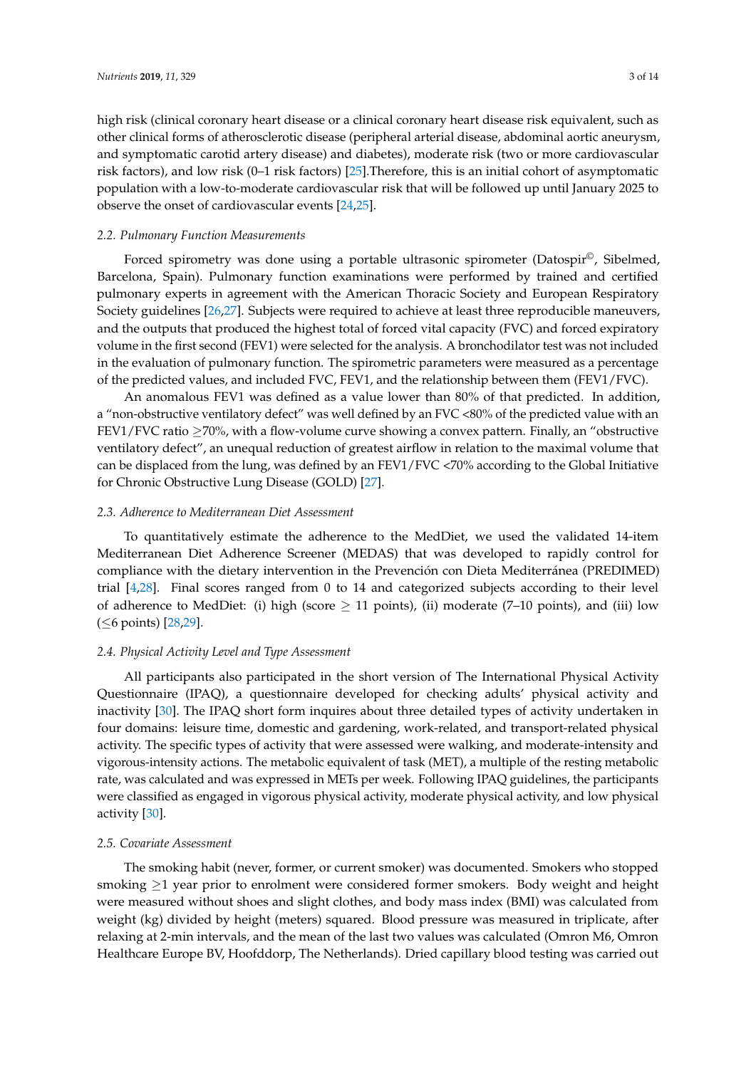high risk (clinical coronary heart disease or a clinical coronary heart disease risk equivalent, such as other clinical forms of atherosclerotic disease (peripheral arterial disease, abdominal aortic aneurysm, and symptomatic carotid artery disease) and diabetes), moderate risk (two or more cardiovascular risk factors), and low risk (0–1 risk factors) [25].Therefore, this is an initial cohort of asymptomatic population with a low-to-moderate cardiovascular risk that will be followed up until January 2025 to observe the onset of cardiovascular events [24,25].

### 2.2. Pulmonary Function Measurements

Forced spirometry was done using a portable ultrasonic spirometer (Datospir©, Sibelmed, Barcelona, Spain). Pulmonary function examinations were performed by trained and certified pulmonary experts in agreement with the American Thoracic Society and European Respiratory Society guidelines [26,27]. Subjects were required to achieve at least three reproducible maneuvers, and the outputs that produced the highest total of forced vital capacity (FVC) and forced expiratory volume in the first second (FEV1) were selected for the analysis. A bronchodilator test was not included in the evaluation of pulmonary function. The spirometric parameters were measured as a percentage of the predicted values, and included FVC, FEV1, and the relationship between them (FEV1/FVC).

An anomalous FEV1 was defined as a value lower than 80% of that predicted. In addition, a "non-obstructive ventilatory defect" was well defined by an FVC <80% of the predicted value with an FEV1/FVC ratio $\geq$70%, with a flow-volume curve showing a convex pattern. Finally, an "obstructive ventilatory defect", an unequal reduction of greatest airflow in relation to the maximal volume that can be displaced from the lung, was defined by an FEV1/FVC <70% according to the Global Initiative for Chronic Obstructive Lung Disease (GOLD) [27].

### 2.3. Adherence to Mediterranean Diet Assessment

To quantitatively estimate the adherence to the MedDiet, we used the validated 14-item Mediterranean Diet Adherence Screener (MEDAS) that was developed to rapidly control for compliance with the dietary intervention in the Prevención con Dieta Mediterránea (PREDIMED) trial [4,28]. Final scores ranged from 0 to 14 and categorized subjects according to their level of adherence to MedDiet: (i) high (score $\geq$ 11 points), (ii) moderate (7–10 points), and (iii) low ($\leq$6 points) [28,29].

### 2.4. Physical Activity Level and Type Assessment

All participants also participated in the short version of The International Physical Activity Questionnaire (IPAQ), a questionnaire developed for checking adults' physical activity and inactivity [30]. The IPAQ short form inquires about three detailed types of activity undertaken in four domains: leisure time, domestic and gardening, work-related, and transport-related physical activity. The specific types of activity that were assessed were walking, and moderate-intensity and vigorous-intensity actions. The metabolic equivalent of task (MET), a multiple of the resting metabolic rate, was calculated and was expressed in METs per week. Following IPAQ guidelines, the participants were classified as engaged in vigorous physical activity, moderate physical activity, and low physical activity [30].

### 2.5. Covariate Assessment

The smoking habit (never, former, or current smoker) was documented. Smokers who stopped smoking $\geq$1 year prior to enrolment were considered former smokers. Body weight and height were measured without shoes and slight clothes, and body mass index (BMI) was calculated from weight (kg) divided by height (meters) squared. Blood pressure was measured in triplicate, after relaxing at 2-min intervals, and the mean of the last two values was calculated (Omron M6, Omron Healthcare Europe BV, Hoofddorp, The Netherlands). Dried capillary blood testing was carried out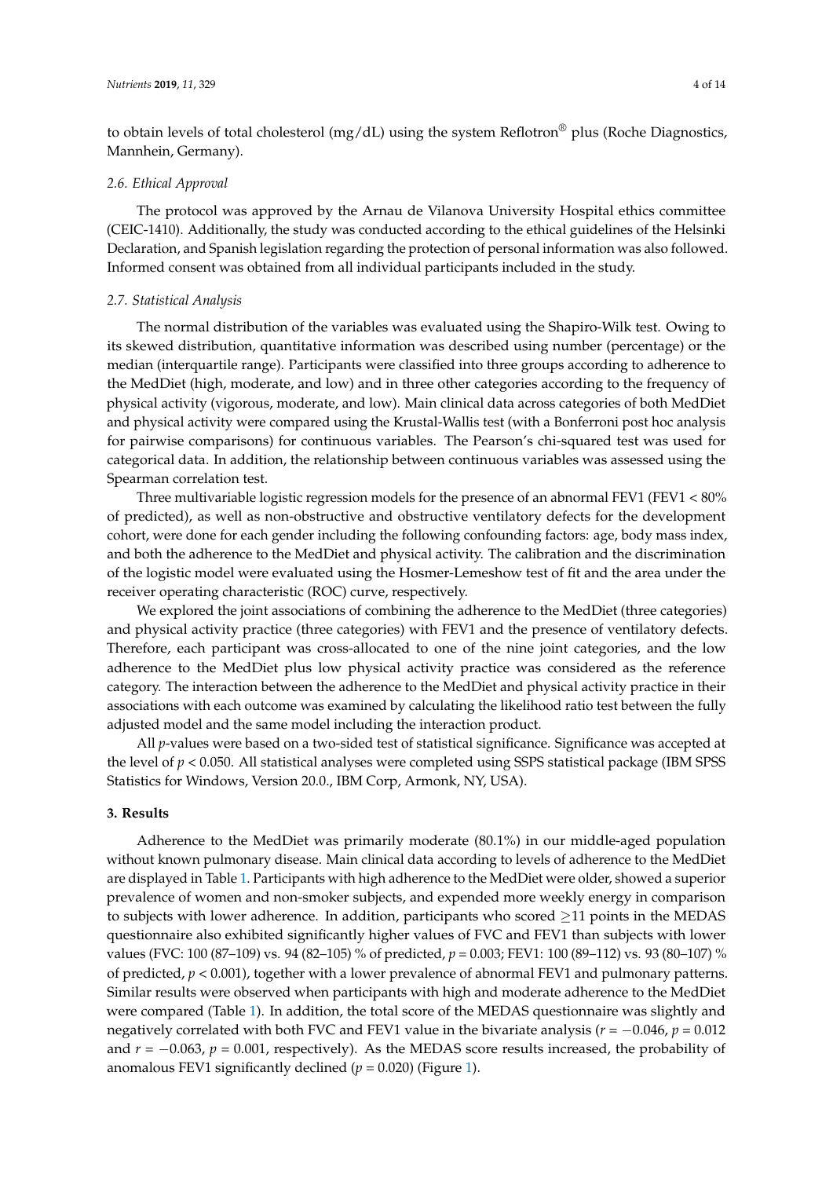to obtain levels of total cholesterol (mg/dL) using the system Reflotron® plus (Roche Diagnostics, Mannhein, Germany).

### 2.6. Ethical Approval

The protocol was approved by the Arnau de Vilanova University Hospital ethics committee (CEIC-1410). Additionally, the study was conducted according to the ethical guidelines of the Helsinki Declaration, and Spanish legislation regarding the protection of personal information was also followed. Informed consent was obtained from all individual participants included in the study.

### 2.7. Statistical Analysis

The normal distribution of the variables was evaluated using the Shapiro-Wilk test. Owing to its skewed distribution, quantitative information was described using number (percentage) or the median (interquartile range). Participants were classified into three groups according to adherence to the MedDiet (high, moderate, and low) and in three other categories according to the frequency of physical activity (vigorous, moderate, and low). Main clinical data across categories of both MedDiet and physical activity were compared using the Krustal-Wallis test (with a Bonferroni post hoc analysis for pairwise comparisons) for continuous variables. The Pearson's chi-squared test was used for categorical data. In addition, the relationship between continuous variables was assessed using the Spearman correlation test.

Three multivariable logistic regression models for the presence of an abnormal FEV1 (FEV1 < 80% of predicted), as well as non-obstructive and obstructive ventilatory defects for the development cohort, were done for each gender including the following confounding factors: age, body mass index, and both the adherence to the MedDiet and physical activity. The calibration and the discrimination of the logistic model were evaluated using the Hosmer-Lemeshow test of fit and the area under the receiver operating characteristic (ROC) curve, respectively.

We explored the joint associations of combining the adherence to the MedDiet (three categories) and physical activity practice (three categories) with FEV1 and the presence of ventilatory defects. Therefore, each participant was cross-allocated to one of the nine joint categories, and the low adherence to the MedDiet plus low physical activity practice was considered as the reference category. The interaction between the adherence to the MedDiet and physical activity practice in their associations with each outcome was examined by calculating the likelihood ratio test between the fully adjusted model and the same model including the interaction product.

All *p*-values were based on a two-sided test of statistical significance. Significance was accepted at the level of $p < 0.050$. All statistical analyses were completed using SSPS statistical package (IBM SPSS Statistics for Windows, Version 20.0., IBM Corp, Armonk, NY, USA).

## 3. Results

Adherence to the MedDiet was primarily moderate (80.1%) in our middle-aged population without known pulmonary disease. Main clinical data according to levels of adherence to the MedDiet are displayed in Table 1. Participants with high adherence to the MedDiet were older, showed a superior prevalence of women and non-smoker subjects, and expended more weekly energy in comparison to subjects with lower adherence. In addition, participants who scored ≥11 points in the MEDAS questionnaire also exhibited significantly higher values of FVC and FEV1 than subjects with lower values (FVC: 100 (87–109) vs. 94 (82–105) % of predicted, $p = 0.003$; FEV1: 100 (89–112) vs. 93 (80–107) % of predicted, $p < 0.001$), together with a lower prevalence of abnormal FEV1 and pulmonary patterns. Similar results were observed when participants with high and moderate adherence to the MedDiet were compared (Table 1). In addition, the total score of the MEDAS questionnaire was slightly and negatively correlated with both FVC and FEV1 value in the bivariate analysis ($r = -0.046$, $p = 0.012$ and $r = -0.063$, $p = 0.001$, respectively). As the MEDAS score results increased, the probability of anomalous FEV1 significantly declined ($p = 0.020$) (Figure 1).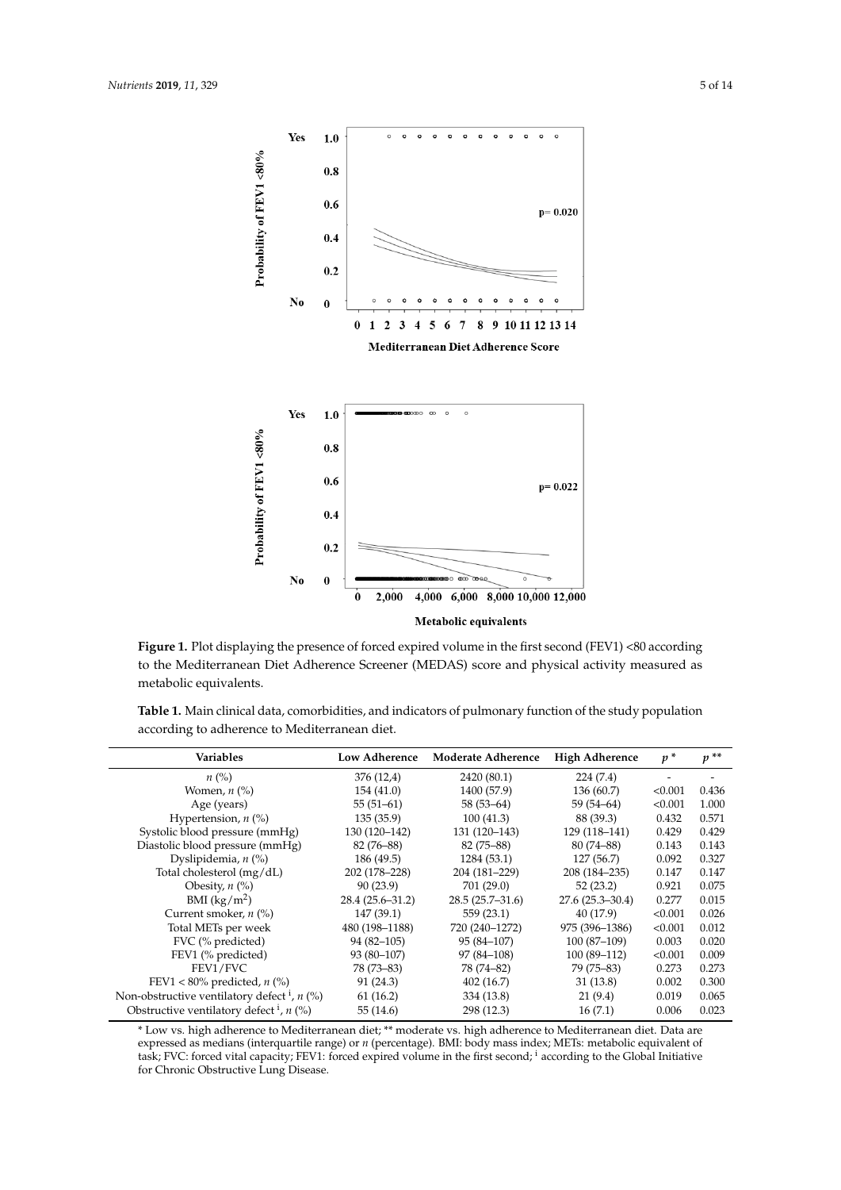**Figure 1.** Plot displaying the presence of forced expired volume in the first second (FEV1) <80 according to the Mediterranean Diet Adherence Screener (MEDAS) score and physical activity measured as metabolic equivalents.

**Table 1.** Main clinical data, comorbidities, and indicators of pulmonary function of the study population according to adherence to Mediterranean diet.

| Variables | Low Adherence | Moderate Adherence | High Adherence | $p$ * | $p$ ** |
|---|---|---|---|---|---|
| $n$ (%) | 376 (12,4) | 2420 (80.1) | 224 (7.4) | - | - |
| Women, $n$ (%) | 154 (41.0) | 1400 (57.9) | 136 (60.7) | <0.001 | 0.436 |
| Age (years) | 55 (51–61) | 58 (53–64) | 59 (54–64) | <0.001 | 1.000 |
| Hypertension, $n$ (%) | 135 (35.9) | 100 (41.3) | 88 (39.3) | 0.432 | 0.571 |
| Systolic blood pressure (mmHg) | 130 (120–142) | 131 (120–143) | 129 (118–141) | 0.429 | 0.429 |
| Diastolic blood pressure (mmHg) | 82 (76–88) | 82 (75–88) | 80 (74–88) | 0.143 | 0.143 |
| Dyslipidemia, $n$ (%) | 186 (49.5) | 1284 (53.1) | 127 (56.7) | 0.092 | 0.327 |
| Total cholesterol (mg/dL) | 202 (178–228) | 204 (181–229) | 208 (184–235) | 0.147 | 0.147 |
| Obesity, $n$ (%) | 90 (23.9) | 701 (29.0) | 52 (23.2) | 0.921 | 0.075 |
| BMI (kg/m$^2$) | 28.4 (25.6–31.2) | 28.5 (25.7–31.6) | 27.6 (25.3–30.4) | 0.277 | 0.015 |
| Current smoker, $n$ (%) | 147 (39.1) | 559 (23.1) | 40 (17.9) | <0.001 | 0.026 |
| Total METs per week | 480 (198–1188) | 720 (240–1272) | 975 (396–1386) | <0.001 | 0.012 |
| FVC (% predicted) | 94 (82–105) | 95 (84–107) | 100 (87–109) | 0.003 | 0.020 |
| FEV1 (% predicted) | 93 (80–107) | 97 (84–108) | 100 (89–112) | <0.001 | 0.009 |
| FEV1/FVC | 78 (73–83) | 78 (74–82) | 79 (75–83) | 0.273 | 0.273 |
| FEV1 < 80% predicted, $n$ (%) | 91 (24.3) | 402 (16.7) | 31 (13.8) | 0.002 | 0.300 |
| Non-obstructive ventilatory defect [i], $n$ (%) | 61 (16.2) | 334 (13.8) | 21 (9.4) | 0.019 | 0.065 |
| Obstructive ventilatory defect [i], $n$ (%) | 55 (14.6) | 298 (12.3) | 16 (7.1) | 0.006 | 0.023 |

* Low vs. high adherence to Mediterranean diet; ** moderate vs. high adherence to Mediterranean diet. Data are expressed as medians (interquartile range) or $n$ (percentage). BMI: body mass index; METs: metabolic equivalent of task; FVC: forced vital capacity; FEV1: forced expired volume in the first second; [i] according to the Global Initiative for Chronic Obstructive Lung Disease.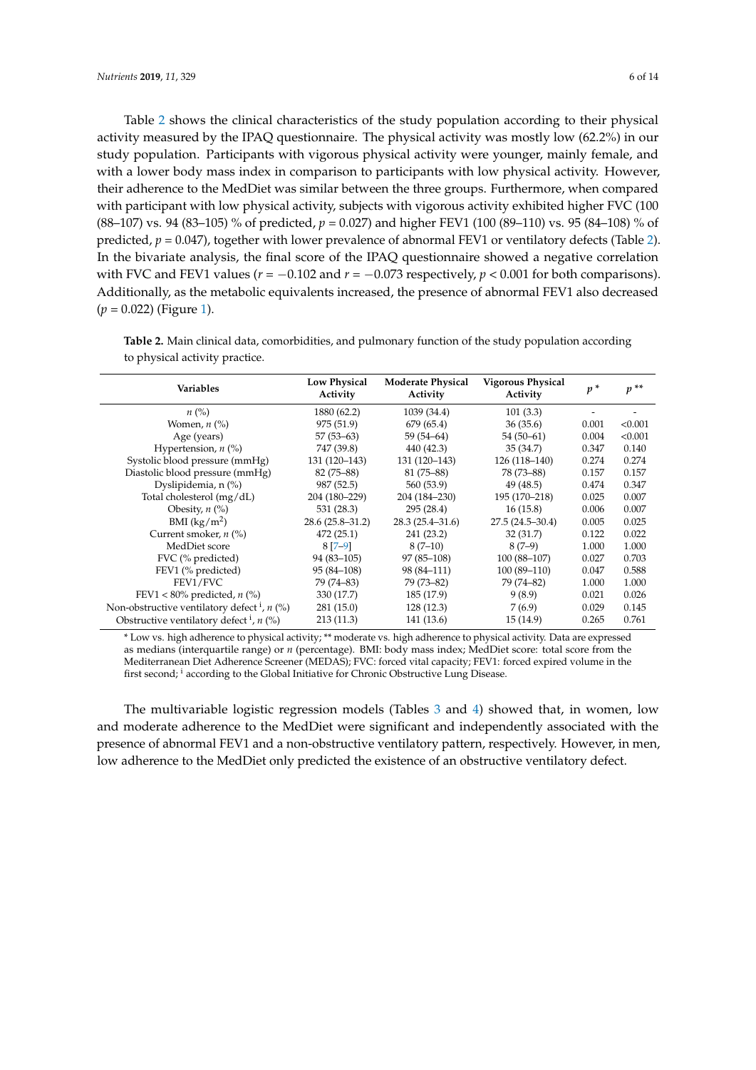Table 2 shows the clinical characteristics of the study population according to their physical activity measured by the IPAQ questionnaire. The physical activity was mostly low (62.2%) in our study population. Participants with vigorous physical activity were younger, mainly female, and with a lower body mass index in comparison to participants with low physical activity. However, their adherence to the MedDiet was similar between the three groups. Furthermore, when compared with participant with low physical activity, subjects with vigorous activity exhibited higher FVC (100 (88–107) vs. 94 (83–105) % of predicted, $p = 0.027$) and higher FEV1 (100 (89–110) vs. 95 (84–108) % of predicted, $p = 0.047$), together with lower prevalence of abnormal FEV1 or ventilatory defects (Table 2). In the bivariate analysis, the final score of the IPAQ questionnaire showed a negative correlation with FVC and FEV1 values ($r = -0.102$ and $r = -0.073$ respectively, $p < 0.001$ for both comparisons). Additionally, as the metabolic equivalents increased, the presence of abnormal FEV1 also decreased ($p = 0.022$) (Figure 1).

**Table 2.** Main clinical data, comorbidities, and pulmonary function of the study population according to physical activity practice.

| Variables | Low Physical Activity | Moderate Physical Activity | Vigorous Physical Activity | $p$ * | $p$ ** |
|---|---|---|---|---|---|
| *n* (%) | 1880 (62.2) | 1039 (34.4) | 101 (3.3) | - | - |
| Women, *n* (%) | 975 (51.9) | 679 (65.4) | 36 (35.6) | 0.001 | <0.001 |
| Age (years) | 57 (53–63) | 59 (54–64) | 54 (50–61) | 0.004 | <0.001 |
| Hypertension, *n* (%) | 747 (39.8) | 440 (42.3) | 35 (34.7) | 0.347 | 0.140 |
| Systolic blood pressure (mmHg) | 131 (120–143) | 131 (120–143) | 126 (118–140) | 0.274 | 0.274 |
| Diastolic blood pressure (mmHg) | 82 (75–88) | 81 (75–88) | 78 (73–88) | 0.157 | 0.157 |
| Dyslipidemia, n (%) | 987 (52.5) | 560 (53.9) | 49 (48.5) | 0.474 | 0.347 |
| Total cholesterol (mg/dL) | 204 (180–229) | 204 (184–230) | 195 (170–218) | 0.025 | 0.007 |
| Obesity, *n* (%) | 531 (28.3) | 295 (28.4) | 16 (15.8) | 0.006 | 0.007 |
| BMI (kg/m$^2$) | 28.6 (25.8–31.2) | 28.3 (25.4–31.6) | 27.5 (24.5–30.4) | 0.005 | 0.025 |
| Current smoker, *n* (%) | 472 (25.1) | 241 (23.2) | 32 (31.7) | 0.122 | 0.022 |
| MedDiet score | 8 [7–9] | 8 (7–10) | 8 (7–9) | 1.000 | 1.000 |
| FVC (% predicted) | 94 (83–105) | 97 (85–108) | 100 (88–107) | 0.027 | 0.703 |
| FEV1 (% predicted) | 95 (84–108) | 98 (84–111) | 100 (89–110) | 0.047 | 0.588 |
| FEV1/FVC | 79 (74–83) | 79 (73–82) | 79 (74–82) | 1.000 | 1.000 |
| FEV1 < 80% predicted, *n* (%) | 330 (17.7) | 185 (17.9) | 9 (8.9) | 0.021 | 0.026 |
| Non-obstructive ventilatory defect [i], *n* (%) | 281 (15.0) | 128 (12.3) | 7 (6.9) | 0.029 | 0.145 |
| Obstructive ventilatory defect [i], *n* (%) | 213 (11.3) | 141 (13.6) | 15 (14.9) | 0.265 | 0.761 |

\* Low vs. high adherence to physical activity; ** moderate vs. high adherence to physical activity. Data are expressed as medians (interquartile range) or *n* (percentage). BMI: body mass index; MedDiet score: total score from the Mediterranean Diet Adherence Screener (MEDAS); FVC: forced vital capacity; FEV1: forced expired volume in the first second; [i] according to the Global Initiative for Chronic Obstructive Lung Disease.

The multivariable logistic regression models (Tables 3 and 4) showed that, in women, low and moderate adherence to the MedDiet were significant and independently associated with the presence of abnormal FEV1 and a non-obstructive ventilatory pattern, respectively. However, in men, low adherence to the MedDiet only predicted the existence of an obstructive ventilatory defect.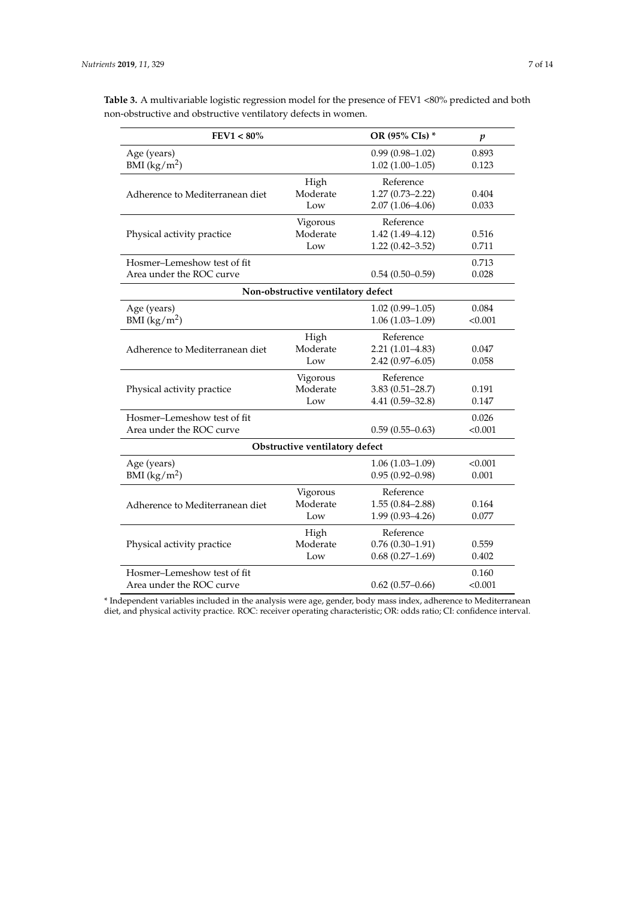**Table 3.** A multivariable logistic regression model for the presence of FEV1 <80% predicted and both non-obstructive and obstructive ventilatory defects in women.

| FEV1 < 80% | | OR (95% CIs) * | $p$ |
|---|---|---|---|
| Age (years) | | 0.99 (0.98–1.02) | 0.893 |
| BMI (kg/m$^2$) | | 1.02 (1.00–1.05) | 0.123 |
| Adherence to Mediterranean diet | High | Reference | |
| | Moderate | 1.27 (0.73–2.22) | 0.404 |
| | Low | 2.07 (1.06–4.06) | 0.033 |
| Physical activity practice | Vigorous | Reference | |
| | Moderate | 1.42 (1.49–4.12) | 0.516 |
| | Low | 1.22 (0.42–3.52) | 0.711 |
| Hosmer–Lemeshow test of fit | | | 0.713 |
| Area under the ROC curve | | 0.54 (0.50–0.59) | 0.028 |
| **Non-obstructive ventilatory defect** | | | |
| Age (years) | | 1.02 (0.99–1.05) | 0.084 |
| BMI (kg/m$^2$) | | 1.06 (1.03–1.09) | <0.001 |
| Adherence to Mediterranean diet | High | Reference | |
| | Moderate | 2.21 (1.01–4.83) | 0.047 |
| | Low | 2.42 (0.97–6.05) | 0.058 |
| Physical activity practice | Vigorous | Reference | |
| | Moderate | 3.83 (0.51–28.7) | 0.191 |
| | Low | 4.41 (0.59–32.8) | 0.147 |
| Hosmer–Lemeshow test of fit | | | 0.026 |
| Area under the ROC curve | | 0.59 (0.55–0.63) | <0.001 |
| **Obstructive ventilatory defect** | | | |
| Age (years) | | 1.06 (1.03–1.09) | <0.001 |
| BMI (kg/m$^2$) | | 0.95 (0.92–0.98) | 0.001 |
| Adherence to Mediterranean diet | Vigorous | Reference | |
| | Moderate | 1.55 (0.84–2.88) | 0.164 |
| | Low | 1.99 (0.93–4.26) | 0.077 |
| Physical activity practice | High | Reference | |
| | Moderate | 0.76 (0.30–1.91) | 0.559 |
| | Low | 0.68 (0.27–1.69) | 0.402 |
| Hosmer–Lemeshow test of fit | | | 0.160 |
| Area under the ROC curve | | 0.62 (0.57–0.66) | <0.001 |

* Independent variables included in the analysis were age, gender, body mass index, adherence to Mediterranean diet, and physical activity practice. ROC: receiver operating characteristic; OR: odds ratio; CI: confidence interval.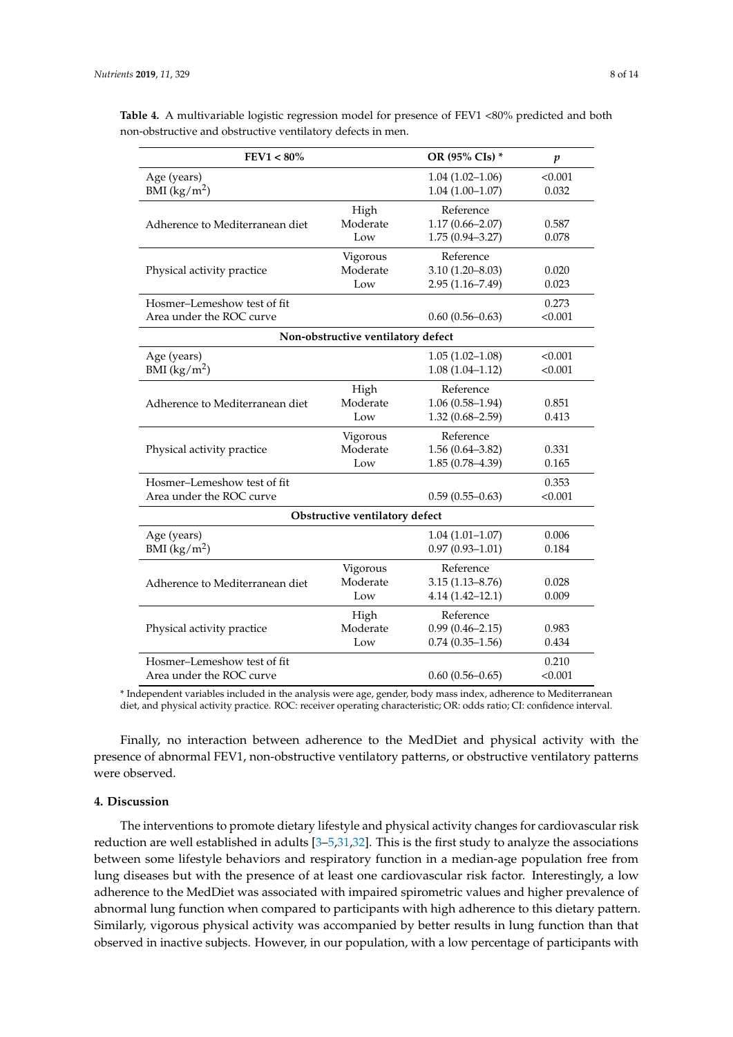**Table 4.** A multivariable logistic regression model for presence of FEV1 <80% predicted and both non-obstructive and obstructive ventilatory defects in men.

| FEV1 < 80% | | OR (95% CIs) * | $p$ |
|---|---|---|---|
| Age (years) | | 1.04 (1.02–1.06) | <0.001 |
| BMI (kg/m$^2$) | | 1.04 (1.00–1.07) | 0.032 |
| Adherence to Mediterranean diet | High | Reference | |
| | Moderate | 1.17 (0.66–2.07) | 0.587 |
| | Low | 1.75 (0.94–3.27) | 0.078 |
| Physical activity practice | Vigorous | Reference | |
| | Moderate | 3.10 (1.20–8.03) | 0.020 |
| | Low | 2.95 (1.16–7.49) | 0.023 |
| Hosmer–Lemeshow test of fit | | | 0.273 |
| Area under the ROC curve | | 0.60 (0.56–0.63) | <0.001 |
| **Non-obstructive ventilatory defect** | | | |
| Age (years) | | 1.05 (1.02–1.08) | <0.001 |
| BMI (kg/m$^2$) | | 1.08 (1.04–1.12) | <0.001 |
| Adherence to Mediterranean diet | High | Reference | |
| | Moderate | 1.06 (0.58–1.94) | 0.851 |
| | Low | 1.32 (0.68–2.59) | 0.413 |
| Physical activity practice | Vigorous | Reference | |
| | Moderate | 1.56 (0.64–3.82) | 0.331 |
| | Low | 1.85 (0.78–4.39) | 0.165 |
| Hosmer–Lemeshow test of fit | | | 0.353 |
| Area under the ROC curve | | 0.59 (0.55–0.63) | <0.001 |
| **Obstructive ventilatory defect** | | | |
| Age (years) | | 1.04 (1.01–1.07) | 0.006 |
| BMI (kg/m$^2$) | | 0.97 (0.93–1.01) | 0.184 |
| Adherence to Mediterranean diet | Vigorous | Reference | |
| | Moderate | 3.15 (1.13–8.76) | 0.028 |
| | Low | 4.14 (1.42–12.1) | 0.009 |
| Physical activity practice | High | Reference | |
| | Moderate | 0.99 (0.46–2.15) | 0.983 |
| | Low | 0.74 (0.35–1.56) | 0.434 |
| Hosmer–Lemeshow test of fit | | | 0.210 |
| Area under the ROC curve | | 0.60 (0.56–0.65) | <0.001 |

\* Independent variables included in the analysis were age, gender, body mass index, adherence to Mediterranean diet, and physical activity practice. ROC: receiver operating characteristic; OR: odds ratio; CI: confidence interval.

Finally, no interaction between adherence to the MedDiet and physical activity with the presence of abnormal FEV1, non-obstructive ventilatory patterns, or obstructive ventilatory patterns were observed.

## 4. Discussion

The interventions to promote dietary lifestyle and physical activity changes for cardiovascular risk reduction are well established in adults [3–5,31,32]. This is the first study to analyze the associations between some lifestyle behaviors and respiratory function in a median-age population free from lung diseases but with the presence of at least one cardiovascular risk factor. Interestingly, a low adherence to the MedDiet was associated with impaired spirometric values and higher prevalence of abnormal lung function when compared to participants with high adherence to this dietary pattern. Similarly, vigorous physical activity was accompanied by better results in lung function than that observed in inactive subjects. However, in our population, with a low percentage of participants with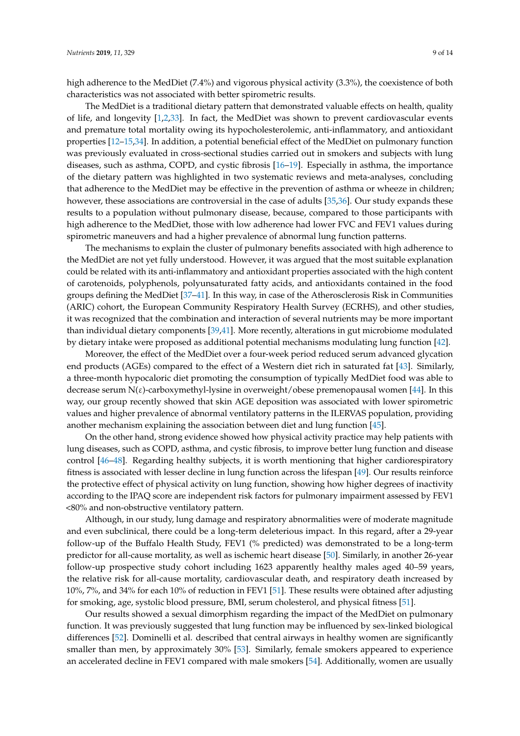high adherence to the MedDiet (7.4%) and vigorous physical activity (3.3%), the coexistence of both characteristics was not associated with better spirometric results.

The MedDiet is a traditional dietary pattern that demonstrated valuable effects on health, quality of life, and longevity [1,2,33]. In fact, the MedDiet was shown to prevent cardiovascular events and premature total mortality owing its hypocholesterolemic, anti-inflammatory, and antioxidant properties [12–15,34]. In addition, a potential beneficial effect of the MedDiet on pulmonary function was previously evaluated in cross-sectional studies carried out in smokers and subjects with lung diseases, such as asthma, COPD, and cystic fibrosis [16–19]. Especially in asthma, the importance of the dietary pattern was highlighted in two systematic reviews and meta-analyses, concluding that adherence to the MedDiet may be effective in the prevention of asthma or wheeze in children; however, these associations are controversial in the case of adults [35,36]. Our study expands these results to a population without pulmonary disease, because, compared to those participants with high adherence to the MedDiet, those with low adherence had lower FVC and FEV1 values during spirometric maneuvers and had a higher prevalence of abnormal lung function patterns.

The mechanisms to explain the cluster of pulmonary benefits associated with high adherence to the MedDiet are not yet fully understood. However, it was argued that the most suitable explanation could be related with its anti-inflammatory and antioxidant properties associated with the high content of carotenoids, polyphenols, polyunsaturated fatty acids, and antioxidants contained in the food groups defining the MedDiet [37–41]. In this way, in case of the Atherosclerosis Risk in Communities (ARIC) cohort, the European Community Respiratory Health Survey (ECRHS), and other studies, it was recognized that the combination and interaction of several nutrients may be more important than individual dietary components [39,41]. More recently, alterations in gut microbiome modulated by dietary intake were proposed as additional potential mechanisms modulating lung function [42].

Moreover, the effect of the MedDiet over a four-week period reduced serum advanced glycation end products (AGEs) compared to the effect of a Western diet rich in saturated fat [43]. Similarly, a three-month hypocaloric diet promoting the consumption of typically MedDiet food was able to decrease serum N($\varepsilon$)-carboxymethyl-lysine in overweight/obese premenopausal women [44]. In this way, our group recently showed that skin AGE deposition was associated with lower spirometric values and higher prevalence of abnormal ventilatory patterns in the ILERVAS population, providing another mechanism explaining the association between diet and lung function [45].

On the other hand, strong evidence showed how physical activity practice may help patients with lung diseases, such as COPD, asthma, and cystic fibrosis, to improve better lung function and disease control [46–48]. Regarding healthy subjects, it is worth mentioning that higher cardiorespiratory fitness is associated with lesser decline in lung function across the lifespan [49]. Our results reinforce the protective effect of physical activity on lung function, showing how higher degrees of inactivity according to the IPAQ score are independent risk factors for pulmonary impairment assessed by FEV1 <80% and non-obstructive ventilatory pattern.

Although, in our study, lung damage and respiratory abnormalities were of moderate magnitude and even subclinical, there could be a long-term deleterious impact. In this regard, after a 29-year follow-up of the Buffalo Health Study, FEV1 (% predicted) was demonstrated to be a long-term predictor for all-cause mortality, as well as ischemic heart disease [50]. Similarly, in another 26-year follow-up prospective study cohort including 1623 apparently healthy males aged 40–59 years, the relative risk for all-cause mortality, cardiovascular death, and respiratory death increased by 10%, 7%, and 34% for each 10% of reduction in FEV1 [51]. These results were obtained after adjusting for smoking, age, systolic blood pressure, BMI, serum cholesterol, and physical fitness [51].

Our results showed a sexual dimorphism regarding the impact of the MedDiet on pulmonary function. It was previously suggested that lung function may be influenced by sex-linked biological differences [52]. Dominelli et al. described that central airways in healthy women are significantly smaller than men, by approximately 30% [53]. Similarly, female smokers appeared to experience an accelerated decline in FEV1 compared with male smokers [54]. Additionally, women are usually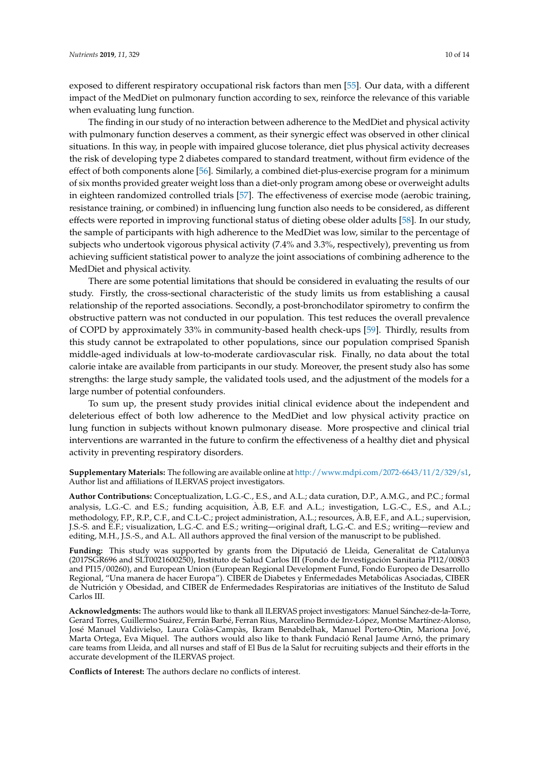exposed to different respiratory occupational risk factors than men [55]. Our data, with a different impact of the MedDiet on pulmonary function according to sex, reinforce the relevance of this variable when evaluating lung function.

The finding in our study of no interaction between adherence to the MedDiet and physical activity with pulmonary function deserves a comment, as their synergic effect was observed in other clinical situations. In this way, in people with impaired glucose tolerance, diet plus physical activity decreases the risk of developing type 2 diabetes compared to standard treatment, without firm evidence of the effect of both components alone [56]. Similarly, a combined diet-plus-exercise program for a minimum of six months provided greater weight loss than a diet-only program among obese or overweight adults in eighteen randomized controlled trials [57]. The effectiveness of exercise mode (aerobic training, resistance training, or combined) in influencing lung function also needs to be considered, as different effects were reported in improving functional status of dieting obese older adults [58]. In our study, the sample of participants with high adherence to the MedDiet was low, similar to the percentage of subjects who undertook vigorous physical activity (7.4% and 3.3%, respectively), preventing us from achieving sufficient statistical power to analyze the joint associations of combining adherence to the MedDiet and physical activity.

There are some potential limitations that should be considered in evaluating the results of our study. Firstly, the cross-sectional characteristic of the study limits us from establishing a causal relationship of the reported associations. Secondly, a post-bronchodilator spirometry to confirm the obstructive pattern was not conducted in our population. This test reduces the overall prevalence of COPD by approximately 33% in community-based health check-ups [59]. Thirdly, results from this study cannot be extrapolated to other populations, since our population comprised Spanish middle-aged individuals at low-to-moderate cardiovascular risk. Finally, no data about the total calorie intake are available from participants in our study. Moreover, the present study also has some strengths: the large study sample, the validated tools used, and the adjustment of the models for a large number of potential confounders.

To sum up, the present study provides initial clinical evidence about the independent and deleterious effect of both low adherence to the MedDiet and low physical activity practice on lung function in subjects without known pulmonary disease. More prospective and clinical trial interventions are warranted in the future to confirm the effectiveness of a healthy diet and physical activity in preventing respiratory disorders.

**Supplementary Materials:** The following are available online at http://www.mdpi.com/2072-6643/11/2/329/s1, Author list and affiliations of ILERVAS project investigators.

**Author Contributions:** Conceptualization, L.G.-C., E.S., and A.L.; data curation, D.P., A.M.G., and P.C.; formal analysis, L.G.-C. and E.S.; funding acquisition, À.B, E.F. and A.L.; investigation, L.G.-C., E.S., and A.L.; methodology, F.P., R.P., C.F., and C.L-C.; project administration, A.L.; resources, À.B, E.F., and A.L.; supervision, J.S.-S. and E.F.; visualization, L.G.-C. and E.S.; writing—original draft, L.G.-C. and E.S.; writing—review and editing, M.H., J.S.-S., and A.L. All authors approved the final version of the manuscript to be published.

**Funding:** This study was supported by grants from the Diputació de Lleida, Generalitat de Catalunya (2017SGR696 and SLT0021600250), Instituto de Salud Carlos III (Fondo de Investigación Sanitaria PI12/00803 and PI15/00260), and European Union (European Regional Development Fund, Fondo Europeo de Desarrollo Regional, "Una manera de hacer Europa"). CIBER de Diabetes y Enfermedades Metabólicas Asociadas, CIBER de Nutrición y Obesidad, and CIBER de Enfermedades Respiratorias are initiatives of the Instituto de Salud Carlos III.

**Acknowledgments:** The authors would like to thank all ILERVAS project investigators: Manuel Sánchez-de-la-Torre, Gerard Torres, Guillermo Suárez, Ferrán Barbé, Ferran Rius, Marcelino Bermúdez-López, Montse Martínez-Alonso, José Manuel Valdivielso, Laura Colàs-Campàs, Ikram Benabdelhak, Manuel Portero-Otin, Mariona Jové, Marta Ortega, Eva Miquel. The authors would also like to thank Fundació Renal Jaume Arnó, the primary care teams from Lleida, and all nurses and staff of El Bus de la Salut for recruiting subjects and their efforts in the accurate development of the ILERVAS project.

**Conflicts of Interest:** The authors declare no conflicts of interest.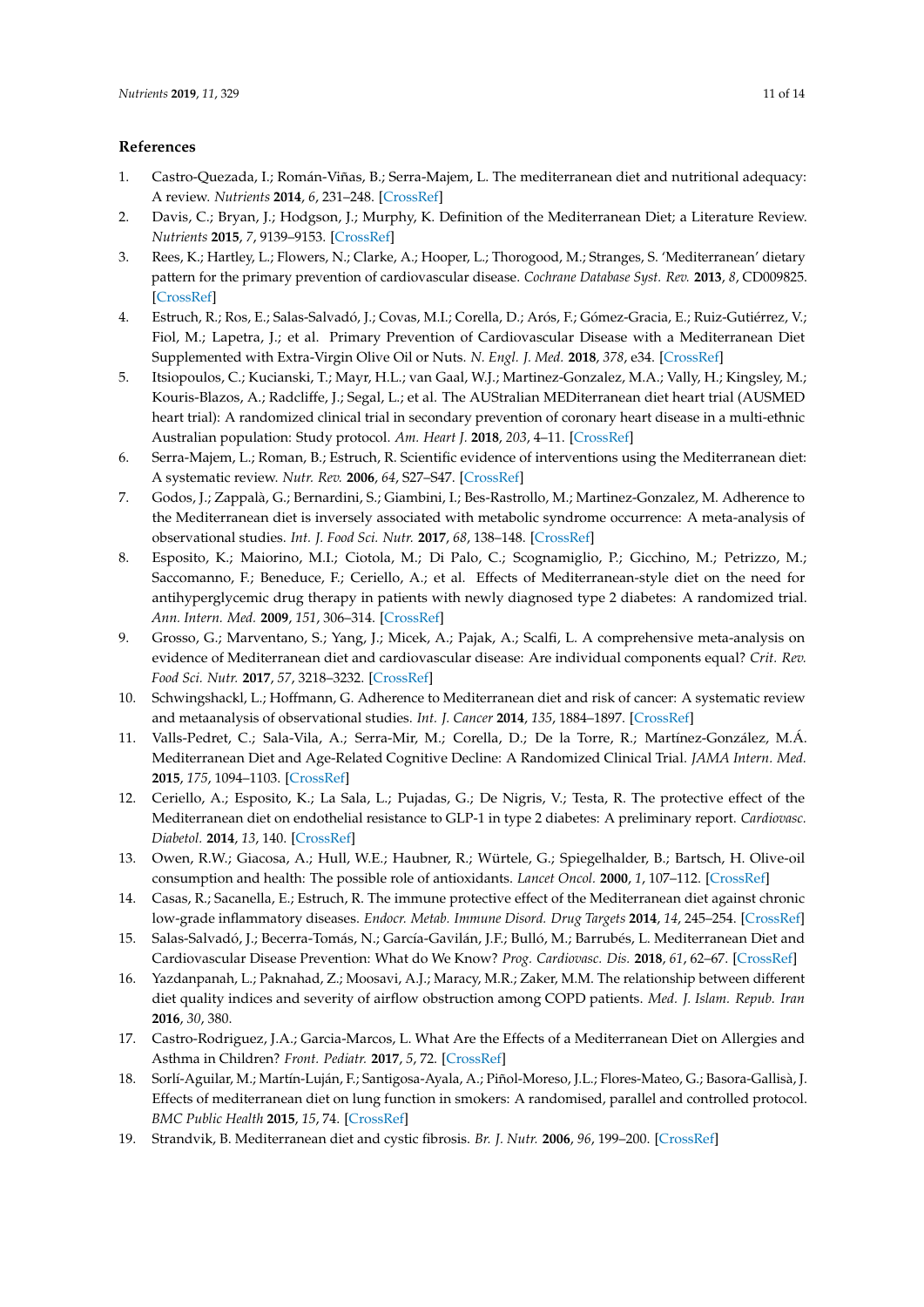## References

1. Castro-Quezada, I.; Román-Viñas, B.; Serra-Majem, L. The mediterranean diet and nutritional adequacy: A review. *Nutrients* **2014**, *6*, 231–248. [CrossRef]
2. Davis, C.; Bryan, J.; Hodgson, J.; Murphy, K. Definition of the Mediterranean Diet; a Literature Review. *Nutrients* **2015**, *7*, 9139–9153. [CrossRef]
3. Rees, K.; Hartley, L.; Flowers, N.; Clarke, A.; Hooper, L.; Thorogood, M.; Stranges, S. 'Mediterranean' dietary pattern for the primary prevention of cardiovascular disease. *Cochrane Database Syst. Rev.* **2013**, *8*, CD009825. [CrossRef]
4. Estruch, R.; Ros, E.; Salas-Salvadó, J.; Covas, M.I.; Corella, D.; Arós, F.; Gómez-Gracia, E.; Ruiz-Gutiérrez, V.; Fiol, M.; Lapetra, J.; et al. Primary Prevention of Cardiovascular Disease with a Mediterranean Diet Supplemented with Extra-Virgin Olive Oil or Nuts. *N. Engl. J. Med.* **2018**, *378*, e34. [CrossRef]
5. Itsiopoulos, C.; Kucianski, T.; Mayr, H.L.; van Gaal, W.J.; Martinez-Gonzalez, M.A.; Vally, H.; Kingsley, M.; Kouris-Blazos, A.; Radcliffe, J.; Segal, L.; et al. The AUStralian MEDiterranean diet heart trial (AUSMED heart trial): A randomized clinical trial in secondary prevention of coronary heart disease in a multi-ethnic Australian population: Study protocol. *Am. Heart J.* **2018**, *203*, 4–11. [CrossRef]
6. Serra-Majem, L.; Roman, B.; Estruch, R. Scientific evidence of interventions using the Mediterranean diet: A systematic review. *Nutr. Rev.* **2006**, *64*, S27–S47. [CrossRef]
7. Godos, J.; Zappalà, G.; Bernardini, S.; Giambini, I.; Bes-Rastrollo, M.; Martinez-Gonzalez, M. Adherence to the Mediterranean diet is inversely associated with metabolic syndrome occurrence: A meta-analysis of observational studies. *Int. J. Food Sci. Nutr.* **2017**, *68*, 138–148. [CrossRef]
8. Esposito, K.; Maiorino, M.I.; Ciotola, M.; Di Palo, C.; Scognamiglio, P.; Gicchino, M.; Petrizzo, M.; Saccomanno, F.; Beneduce, F.; Ceriello, A.; et al. Effects of Mediterranean-style diet on the need for antihyperglycemic drug therapy in patients with newly diagnosed type 2 diabetes: A randomized trial. *Ann. Intern. Med.* **2009**, *151*, 306–314. [CrossRef]
9. Grosso, G.; Marventano, S.; Yang, J.; Micek, A.; Pajak, A.; Scalfi, L. A comprehensive meta-analysis on evidence of Mediterranean diet and cardiovascular disease: Are individual components equal? *Crit. Rev. Food Sci. Nutr.* **2017**, *57*, 3218–3232. [CrossRef]
10. Schwingshackl, L.; Hoffmann, G. Adherence to Mediterranean diet and risk of cancer: A systematic review and metaanalysis of observational studies. *Int. J. Cancer* **2014**, *135*, 1884–1897. [CrossRef]
11. Valls-Pedret, C.; Sala-Vila, A.; Serra-Mir, M.; Corella, D.; De la Torre, R.; Martínez-González, M.Á. Mediterranean Diet and Age-Related Cognitive Decline: A Randomized Clinical Trial. *JAMA Intern. Med.* **2015**, *175*, 1094–1103. [CrossRef]
12. Ceriello, A.; Esposito, K.; La Sala, L.; Pujadas, G.; De Nigris, V.; Testa, R. The protective effect of the Mediterranean diet on endothelial resistance to GLP-1 in type 2 diabetes: A preliminary report. *Cardiovasc. Diabetol.* **2014**, *13*, 140. [CrossRef]
13. Owen, R.W.; Giacosa, A.; Hull, W.E.; Haubner, R.; Würtele, G.; Spiegelhalder, B.; Bartsch, H. Olive-oil consumption and health: The possible role of antioxidants. *Lancet Oncol.* **2000**, *1*, 107–112. [CrossRef]
14. Casas, R.; Sacanella, E.; Estruch, R. The immune protective effect of the Mediterranean diet against chronic low-grade inflammatory diseases. *Endocr. Metab. Immune Disord. Drug Targets* **2014**, *14*, 245–254. [CrossRef]
15. Salas-Salvadó, J.; Becerra-Tomás, N.; García-Gavilán, J.F.; Bulló, M.; Barrubés, L. Mediterranean Diet and Cardiovascular Disease Prevention: What do We Know? *Prog. Cardiovasc. Dis.* **2018**, *61*, 62–67. [CrossRef]
16. Yazdanpanah, L.; Paknahad, Z.; Moosavi, A.J.; Maracy, M.R.; Zaker, M.M. The relationship between different diet quality indices and severity of airflow obstruction among COPD patients. *Med. J. Islam. Repub. Iran* **2016**, *30*, 380.
17. Castro-Rodriguez, J.A.; Garcia-Marcos, L. What Are the Effects of a Mediterranean Diet on Allergies and Asthma in Children? *Front. Pediatr.* **2017**, *5*, 72. [CrossRef]
18. Sorlí-Aguilar, M.; Martín-Luján, F.; Santigosa-Ayala, A.; Piñol-Moreso, J.L.; Flores-Mateo, G.; Basora-Gallisà, J. Effects of mediterranean diet on lung function in smokers: A randomised, parallel and controlled protocol. *BMC Public Health* **2015**, *15*, 74. [CrossRef]
19. Strandvik, B. Mediterranean diet and cystic fibrosis. *Br. J. Nutr.* **2006**, *96*, 199–200. [CrossRef]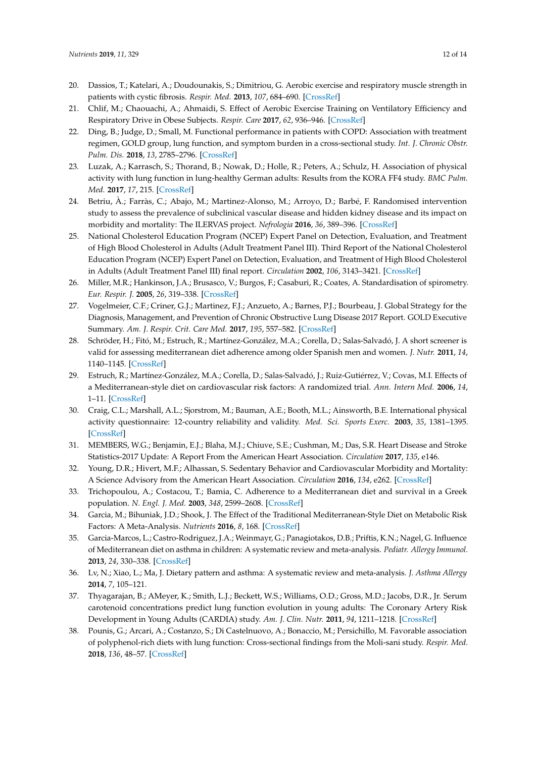20. Dassios, T.; Katelari, A.; Doudounakis, S.; Dimitriou, G. Aerobic exercise and respiratory muscle strength in patients with cystic fibrosis. *Respir. Med.* **2013**, *107*, 684–690. [CrossRef]
21. Chlif, M.; Chaouachi, A.; Ahmaidi, S. Effect of Aerobic Exercise Training on Ventilatory Efficiency and Respiratory Drive in Obese Subjects. *Respir. Care* **2017**, *62*, 936–946. [CrossRef]
22. Ding, B.; Judge, D.; Small, M. Functional performance in patients with COPD: Association with treatment regimen, GOLD group, lung function, and symptom burden in a cross-sectional study. *Int. J. Chronic Obstr. Pulm. Dis.* **2018**, *13*, 2785–2796. [CrossRef]
23. Luzak, A.; Karrasch, S.; Thorand, B.; Nowak, D.; Holle, R.; Peters, A.; Schulz, H. Association of physical activity with lung function in lung-healthy German adults: Results from the KORA FF4 study. *BMC Pulm. Med.* **2017**, *17*, 215. [CrossRef]
24. Betriu, À.; Farràs, C.; Abajo, M.; Martinez-Alonso, M.; Arroyo, D.; Barbé, F. Randomised intervention study to assess the prevalence of subclinical vascular disease and hidden kidney disease and its impact on morbidity and mortality: The ILERVAS project. *Nefrologia* **2016**, *36*, 389–396. [CrossRef]
25. National Cholesterol Education Program (NCEP) Expert Panel on Detection, Evaluation, and Treatment of High Blood Cholesterol in Adults (Adult Treatment Panel III). Third Report of the National Cholesterol Education Program (NCEP) Expert Panel on Detection, Evaluation, and Treatment of High Blood Cholesterol in Adults (Adult Treatment Panel III) final report. *Circulation* **2002**, *106*, 3143–3421. [CrossRef]
26. Miller, M.R.; Hankinson, J.A.; Brusasco, V.; Burgos, F.; Casaburi, R.; Coates, A. Standardisation of spirometry. *Eur. Respir. J.* **2005**, *26*, 319–338. [CrossRef]
27. Vogelmeier, C.F.; Criner, G.J.; Martinez, F.J.; Anzueto, A.; Barnes, P.J.; Bourbeau, J. Global Strategy for the Diagnosis, Management, and Prevention of Chronic Obstructive Lung Disease 2017 Report. GOLD Executive Summary. *Am. J. Respir. Crit. Care Med.* **2017**, *195*, 557–582. [CrossRef]
28. Schröder, H.; Fitó, M.; Estruch, R.; Martínez-González, M.A.; Corella, D.; Salas-Salvadó, J. A short screener is valid for assessing mediterranean diet adherence among older Spanish men and women. *J. Nutr.* **2011**, *14*, 1140–1145. [CrossRef]
29. Estruch, R.; Martínez-González, M.A.; Corella, D.; Salas-Salvadó, J.; Ruiz-Gutiérrez, V.; Covas, M.I. Effects of a Mediterranean-style diet on cardiovascular risk factors: A randomized trial. *Ann. Intern Med.* **2006**, *14*, 1–11. [CrossRef]
30. Craig, C.L.; Marshall, A.L.; Sjorstrom, M.; Bauman, A.E.; Booth, M.L.; Ainsworth, B.E. International physical activity questionnaire: 12-country reliability and validity. *Med. Sci. Sports Exerc.* **2003**, *35*, 1381–1395. [CrossRef]
31. MEMBERS, W.G.; Benjamin, E.J.; Blaha, M.J.; Chiuve, S.E.; Cushman, M.; Das, S.R. Heart Disease and Stroke Statistics-2017 Update: A Report From the American Heart Association. *Circulation* **2017**, *135*, e146.
32. Young, D.R.; Hivert, M.F.; Alhassan, S. Sedentary Behavior and Cardiovascular Morbidity and Mortality: A Science Advisory from the American Heart Association. *Circulation* **2016**, *134*, e262. [CrossRef]
33. Trichopoulou, A.; Costacou, T.; Bamia, C. Adherence to a Mediterranean diet and survival in a Greek population. *N. Engl. J. Med.* **2003**, *348*, 2599–2608. [CrossRef]
34. Garcia, M.; Bihuniak, J.D.; Shook, J. The Effect of the Traditional Mediterranean-Style Diet on Metabolic Risk Factors: A Meta-Analysis. *Nutrients* **2016**, *8*, 168. [CrossRef]
35. Garcia-Marcos, L.; Castro-Rodriguez, J.A.; Weinmayr, G.; Panagiotakos, D.B.; Priftis, K.N.; Nagel, G. Influence of Mediterranean diet on asthma in children: A systematic review and meta-analysis. *Pediatr. Allergy Immunol.* **2013**, *24*, 330–338. [CrossRef]
36. Lv, N.; Xiao, L.; Ma, J. Dietary pattern and asthma: A systematic review and meta-analysis. *J. Asthma Allergy* **2014**, *7*, 105–121.
37. Thyagarajan, B.; AMeyer, K.; Smith, L.J.; Beckett, W.S.; Williams, O.D.; Gross, M.D.; Jacobs, D.R., Jr. Serum carotenoid concentrations predict lung function evolution in young adults: The Coronary Artery Risk Development in Young Adults (CARDIA) study. *Am. J. Clin. Nutr.* **2011**, *94*, 1211–1218. [CrossRef]
38. Pounis, G.; Arcari, A.; Costanzo, S.; Di Castelnuovo, A.; Bonaccio, M.; Persichillo, M. Favorable association of polyphenol-rich diets with lung function: Cross-sectional findings from the Moli-sani study. *Respir. Med.* **2018**, *136*, 48–57. [CrossRef]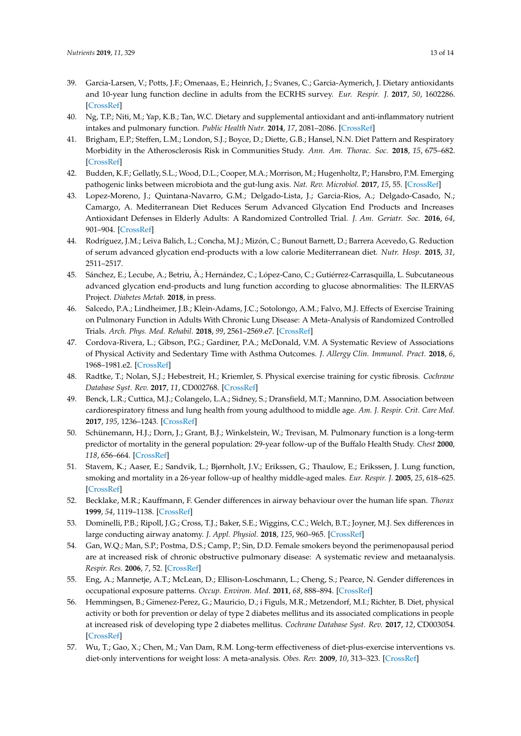39. Garcia-Larsen, V.; Potts, J.F.; Omenaas, E.; Heinrich, J.; Svanes, C.; Garcia-Aymerich, J. Dietary antioxidants and 10-year lung function decline in adults from the ECRHS survey. *Eur. Respir. J.* **2017**, *50*, 1602286. [CrossRef]
40. Ng, T.P.; Niti, M.; Yap, K.B.; Tan, W.C. Dietary and supplemental antioxidant and anti-inflammatory nutrient intakes and pulmonary function. *Public Health Nutr.* **2014**, *17*, 2081–2086. [CrossRef]
41. Brigham, E.P.; Steffen, L.M.; London, S.J.; Boyce, D.; Diette, G.B.; Hansel, N.N. Diet Pattern and Respiratory Morbidity in the Atherosclerosis Risk in Communities Study. *Ann. Am. Thorac. Soc.* **2018**, *15*, 675–682. [CrossRef]
42. Budden, K.F.; Gellatly, S.L.; Wood, D.L.; Cooper, M.A.; Morrison, M.; Hugenholtz, P.; Hansbro, P.M. Emerging pathogenic links between microbiota and the gut-lung axis. *Nat. Rev. Microbiol.* **2017**, *15*, 55. [CrossRef]
43. Lopez-Moreno, J.; Quintana-Navarro, G.M.; Delgado-Lista, J.; Garcia-Rios, A.; Delgado-Casado, N.; Camargo, A. Mediterranean Diet Reduces Serum Advanced Glycation End Products and Increases Antioxidant Defenses in Elderly Adults: A Randomized Controlled Trial. *J. Am. Geriatr. Soc.* **2016**, *64*, 901–904. [CrossRef]
44. Rodríguez, J.M.; Leiva Balich, L.; Concha, M.J.; Mizón, C.; Bunout Barnett, D.; Barrera Acevedo, G. Reduction of serum advanced glycation end-products with a low calorie Mediterranean diet. *Nutr. Hosp.* **2015**, *31*, 2511–2517.
45. Sánchez, E.; Lecube, A.; Betriu, À.; Hernández, C.; López-Cano, C.; Gutiérrez-Carrasquilla, L. Subcutaneous advanced glycation end-products and lung function according to glucose abnormalities: The ILERVAS Project. *Diabetes Metab.* **2018**, in press.
46. Salcedo, P.A.; Lindheimer, J.B.; Klein-Adams, J.C.; Sotolongo, A.M.; Falvo, M.J. Effects of Exercise Training on Pulmonary Function in Adults With Chronic Lung Disease: A Meta-Analysis of Randomized Controlled Trials. *Arch. Phys. Med. Rehabil.* **2018**, *99*, 2561–2569.e7. [CrossRef]
47. Cordova-Rivera, L.; Gibson, P.G.; Gardiner, P.A.; McDonald, V.M. A Systematic Review of Associations of Physical Activity and Sedentary Time with Asthma Outcomes. *J. Allergy Clin. Immunol. Pract.* **2018**, *6*, 1968–1981.e2. [CrossRef]
48. Radtke, T.; Nolan, S.J.; Hebestreit, H.; Kriemler, S. Physical exercise training for cystic fibrosis. *Cochrane Database Syst. Rev.* **2017**, *11*, CD002768. [CrossRef]
49. Benck, L.R.; Cuttica, M.J.; Colangelo, L.A.; Sidney, S.; Dransfield, M.T.; Mannino, D.M. Association between cardiorespiratory fitness and lung health from young adulthood to middle age. *Am. J. Respir. Crit. Care Med.* **2017**, *195*, 1236–1243. [CrossRef]
50. Schünemann, H.J.; Dorn, J.; Grant, B.J.; Winkelstein, W.; Trevisan, M. Pulmonary function is a long-term predictor of mortality in the general population: 29-year follow-up of the Buffalo Health Study. *Chest* **2000**, *118*, 656–664. [CrossRef]
51. Stavem, K.; Aaser, E.; Sandvik, L.; Bjørnholt, J.V.; Erikssen, G.; Thaulow, E.; Erikssen, J. Lung function, smoking and mortality in a 26-year follow-up of healthy middle-aged males. *Eur. Respir. J.* **2005**, *25*, 618–625. [CrossRef]
52. Becklake, M.R.; Kauffmann, F. Gender differences in airway behaviour over the human life span. *Thorax* **1999**, *54*, 1119–1138. [CrossRef]
53. Dominelli, P.B.; Ripoll, J.G.; Cross, T.J.; Baker, S.E.; Wiggins, C.C.; Welch, B.T.; Joyner, M.J. Sex differences in large conducting airway anatomy. *J. Appl. Physiol.* **2018**, *125*, 960–965. [CrossRef]
54. Gan, W.Q.; Man, S.P.; Postma, D.S.; Camp, P.; Sin, D.D. Female smokers beyond the perimenopausal period are at increased risk of chronic obstructive pulmonary disease: A systematic review and metaanalysis. *Respir. Res.* **2006**, *7*, 52. [CrossRef]
55. Eng, A.; Mannetje, A.T.; McLean, D.; Ellison-Loschmann, L.; Cheng, S.; Pearce, N. Gender differences in occupational exposure patterns. *Occup. Environ. Med.* **2011**, *68*, 888–894. [CrossRef]
56. Hemmingsen, B.; Gimenez-Perez, G.; Mauricio, D.; i Figuls, M.R.; Metzendorf, M.I.; Richter, B. Diet, physical activity or both for prevention or delay of type 2 diabetes mellitus and its associated complications in people at increased risk of developing type 2 diabetes mellitus. *Cochrane Database Syst. Rev.* **2017**, *12*, CD003054. [CrossRef]
57. Wu, T.; Gao, X.; Chen, M.; Van Dam, R.M. Long-term effectiveness of diet-plus-exercise interventions vs. diet-only interventions for weight loss: A meta-analysis. *Obes. Rev.* **2009**, *10*, 313–323. [CrossRef]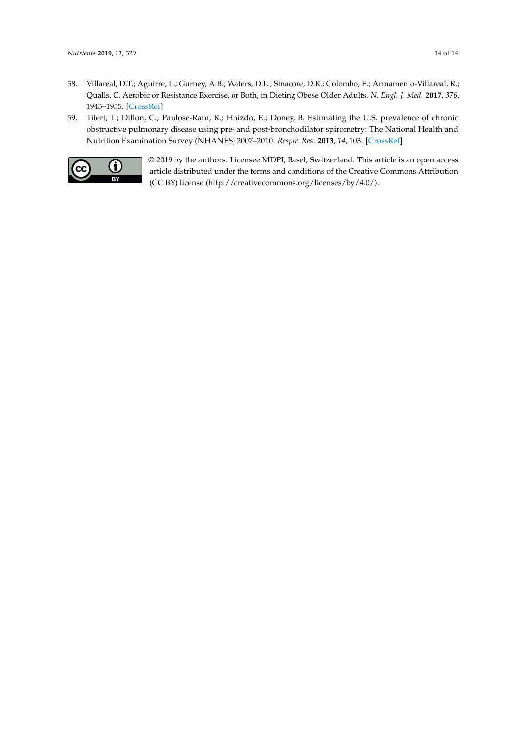58. Villareal, D.T.; Aguirre, L.; Gurney, A.B.; Waters, D.L.; Sinacore, D.R.; Colombo, E.; Armamento-Villareal, R.; Qualls, C. Aerobic or Resistance Exercise, or Both, in Dieting Obese Older Adults. *N. Engl. J. Med.* **2017**, *376*, 1943–1955. [CrossRef]
59. Tilert, T.; Dillon, C.; Paulose-Ram, R.; Hnizdo, E.; Doney, B. Estimating the U.S. prevalence of chronic obstructive pulmonary disease using pre- and post-bronchodilator spirometry: The National Health and Nutrition Examination Survey (NHANES) 2007–2010. *Respir. Res.* **2013**, *14*, 103. [CrossRef]

© 2019 by the authors. Licensee MDPI, Basel, Switzerland. This article is an open access article distributed under the terms and conditions of the Creative Commons Attribution (CC BY) license (http://creativecommons.org/licenses/by/4.0/).